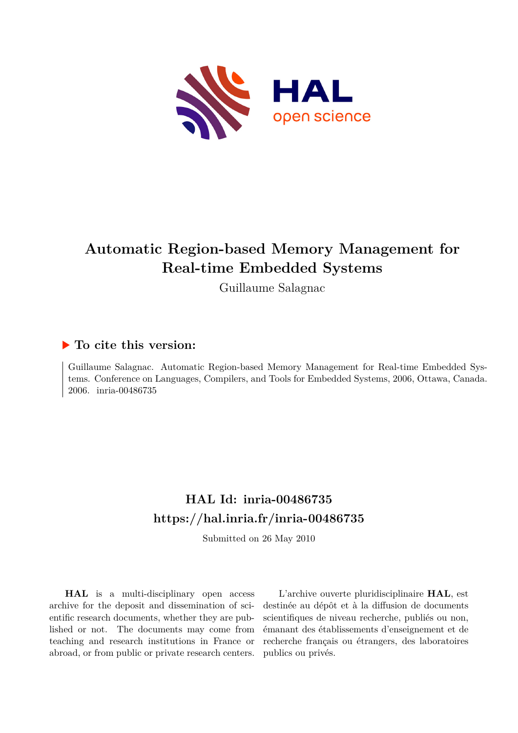# Automatic Region-based Memory Management for Real-time Embedded Systems

Guillaume Salagnac

## ▶ To cite this version:

Guillaume Salagnac. Automatic Region-based Memory Management for Real-time Embedded Systems. Conference on Languages, Compilers, and Tools for Embedded Systems, 2006, Ottawa, Canada. 2006. inria-00486735

## HAL Id: inria-00486735
## https://hal.inria.fr/inria-00486735

Submitted on 26 May 2010

**HAL** is a multi-disciplinary open access archive for the deposit and dissemination of scientific research documents, whether they are published or not. The documents may come from teaching and research institutions in France or abroad, or from public or private research centers.

L'archive ouverte pluridisciplinaire **HAL**, est destinée au dépôt et à la diffusion de documents scientifiques de niveau recherche, publiés ou non, émanant des établissements d'enseignement et de recherche français ou étrangers, des laboratoires publics ou privés.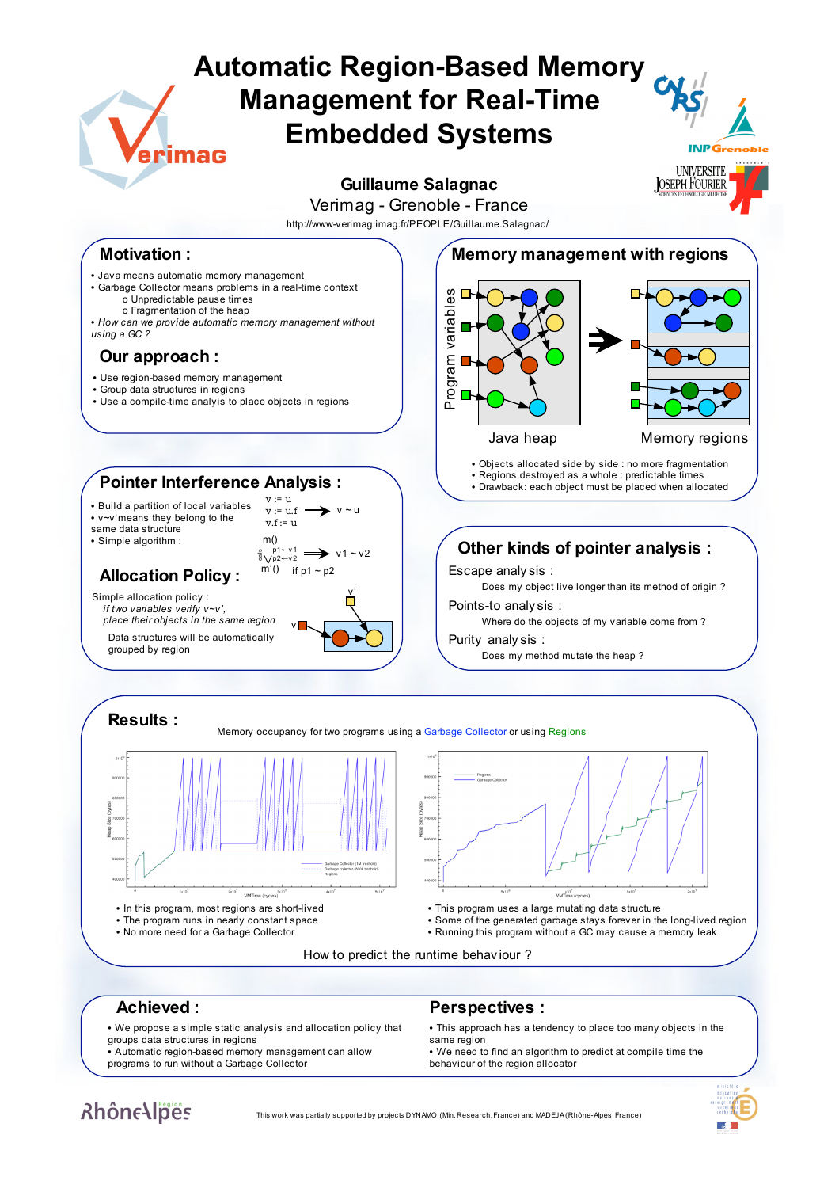# Automatic Region-Based Memory Management for Real-Time Embedded Systems

**Guillaume Salagnac**

Verimag - Grenoble - France

http://www-verimag.imag.fr/PEOPLE/Guillaume.Salagnac/

## Motivation :

- Java means automatic memory management
- Garbage Collector means problems in a real-time context
  - o Unpredictable pause times
  - o Fragmentation of the heap
- *How can we provide automatic memory management without using a GC ?*

## Our approach :

- Use region-based memory management
- Group data structures in regions
- Use a compile-time analysis to place objects in regions

## Memory management with regions

Program variables

Java heap

Memory regions

- Objects allocated side by side : no more fragmentation
- Regions destroyed as a whole : predictable times
- Drawback: each object must be placed when allocated

## Pointer Interference Analysis :

- Build a partition of local variables
- v~v' means they belong to the same data structure
- Simple algorithm :

v := u
v := u.f
v.f := u
→ v ~ u

m()
calls
p1←v1
p2←v2
m'()
→ v1 ~ v2
if p1 ~ p2

## Allocation Policy :

Simple allocation policy :
*if two variables verify v~v', place their objects in the same region*

Data structures will be automatically grouped by region

v'
v

## Other kinds of pointer analysis :

Escape analysis :
Does my object live longer than its method of origin ?

Points-to analysis :
Where do the objects of my variable come from ?

Purity analysis :
Does my method mutate the heap ?

## Results :

Memory occupancy for two programs using a Garbage Collector or using Regions

Heap Size (bytes)
VMTime (cycles)
Garbage Collector (1M treshold)
Garbage collector (600K treshold)
Regions

Heap Size (bytes)
VMTime (cycles)
Regions
Garbage Collector

- In this program, most regions are short-lived
- The program runs in nearly constant space
- No more need for a Garbage Collector

- This program uses a large mutating data structure
- Some of the generated garbage stays forever in the long-lived region
- Running this program without a GC may cause a memory leak

How to predict the runtime behaviour ?

## Achieved :

- We propose a simple static analysis and allocation policy that groups data structures in regions
- Automatic region-based memory management can allow programs to run without a Garbage Collector

## Perspectives :

- This approach has a tendency to place too many objects in the same region
- We need to find an algorithm to predict at compile time the behaviour of the region allocator

This work was partially supported by projects DYNAMO (Min. Research, France) and MADEJA (Rhône-Alpes, France)